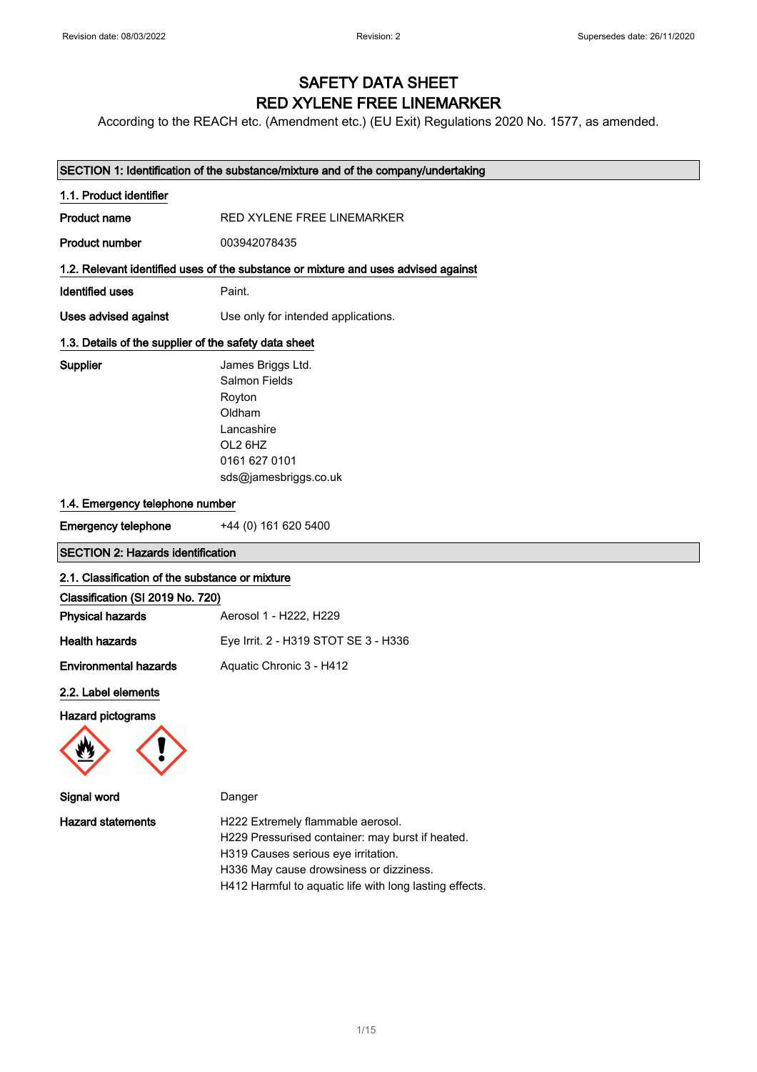Revision date: 08/03/2022 | Revision: 2 | Supersedes date: 26/11/2020

# SAFETY DATA SHEET
# RED XYLENE FREE LINEMARKER

According to the REACH etc. (Amendment etc.) (EU Exit) Regulations 2020 No. 1577, as amended.

## SECTION 1: Identification of the substance/mixture and of the company/undertaking

### 1.1. Product identifier

**Product name** RED XYLENE FREE LINEMARKER

**Product number** 003942078435

### 1.2. Relevant identified uses of the substance or mixture and uses advised against

**Identified uses** Paint.

**Uses advised against** Use only for intended applications.

### 1.3. Details of the supplier of the safety data sheet

**Supplier**
James Briggs Ltd.
Salmon Fields
Royton
Oldham
Lancashire
OL2 6HZ
0161 627 0101
sds@jamesbriggs.co.uk

### 1.4. Emergency telephone number

**Emergency telephone** +44 (0) 161 620 5400

## SECTION 2: Hazards identification

### 2.1. Classification of the substance or mixture

**Classification (SI 2019 No. 720)**

**Physical hazards** Aerosol 1 - H222, H229

**Health hazards** Eye Irrit. 2 - H319 STOT SE 3 - H336

**Environmental hazards** Aquatic Chronic 3 - H412

### 2.2. Label elements

**Hazard pictograms**

**Signal word** Danger

**Hazard statements**
H222 Extremely flammable aerosol.
H229 Pressurised container: may burst if heated.
H319 Causes serious eye irritation.
H336 May cause drowsiness or dizziness.
H412 Harmful to aquatic life with long lasting effects.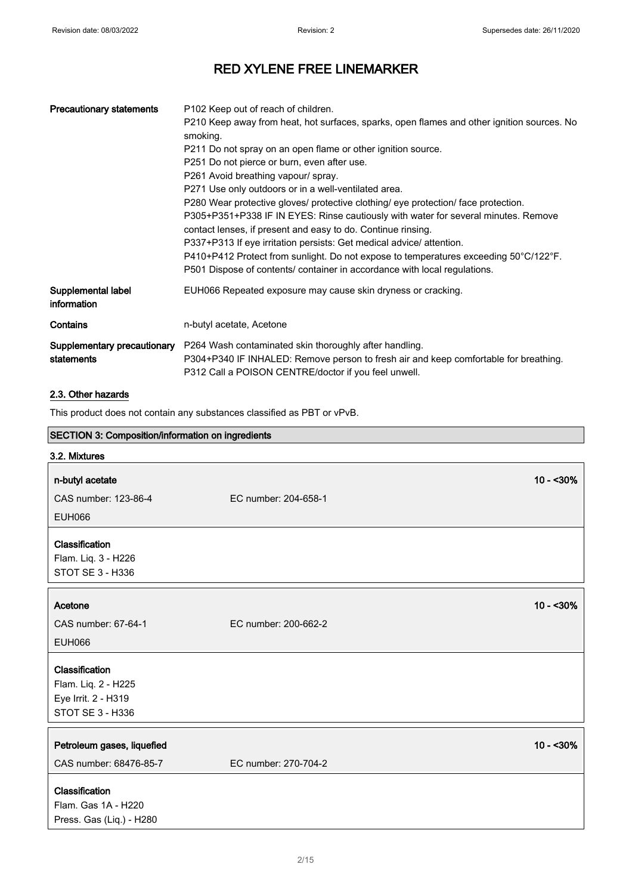# RED XYLENE FREE LINEMARKER

| | |
|---|---|
| **Precautionary statements** | P102 Keep out of reach of children.<br>P210 Keep away from heat, hot surfaces, sparks, open flames and other ignition sources. No smoking.<br>P211 Do not spray on an open flame or other ignition source.<br>P251 Do not pierce or burn, even after use.<br>P261 Avoid breathing vapour/ spray.<br>P271 Use only outdoors or in a well-ventilated area.<br>P280 Wear protective gloves/ protective clothing/ eye protection/ face protection.<br>P305+P351+P338 IF IN EYES: Rinse cautiously with water for several minutes. Remove contact lenses, if present and easy to do. Continue rinsing.<br>P337+P313 If eye irritation persists: Get medical advice/ attention.<br>P410+P412 Protect from sunlight. Do not expose to temperatures exceeding 50°C/122°F.<br>P501 Dispose of contents/ container in accordance with local regulations. |
| **Supplemental label information** | EUH066 Repeated exposure may cause skin dryness or cracking. |
| **Contains** | n-butyl acetate, Acetone |
| **Supplementary precautionary statements** | P264 Wash contaminated skin thoroughly after handling.<br>P304+P340 IF INHALED: Remove person to fresh air and keep comfortable for breathing.<br>P312 Call a POISON CENTRE/doctor if you feel unwell. |

## 2.3. Other hazards

This product does not contain any substances classified as PBT or vPvB.

## SECTION 3: Composition/information on ingredients

### 3.2. Mixtures

**n-butyl acetate** — 10 - <30%

CAS number: 123-86-4 EC number: 204-658-1

EUH066

**Classification**
Flam. Liq. 3 - H226
STOT SE 3 - H336

**Acetone** — 10 - <30%

CAS number: 67-64-1 EC number: 200-662-2

EUH066

**Classification**
Flam. Liq. 2 - H225
Eye Irrit. 2 - H319
STOT SE 3 - H336

**Petroleum gases, liquefied** — 10 - <30%

CAS number: 68476-85-7 EC number: 270-704-2

**Classification**
Flam. Gas 1A - H220
Press. Gas (Liq.) - H280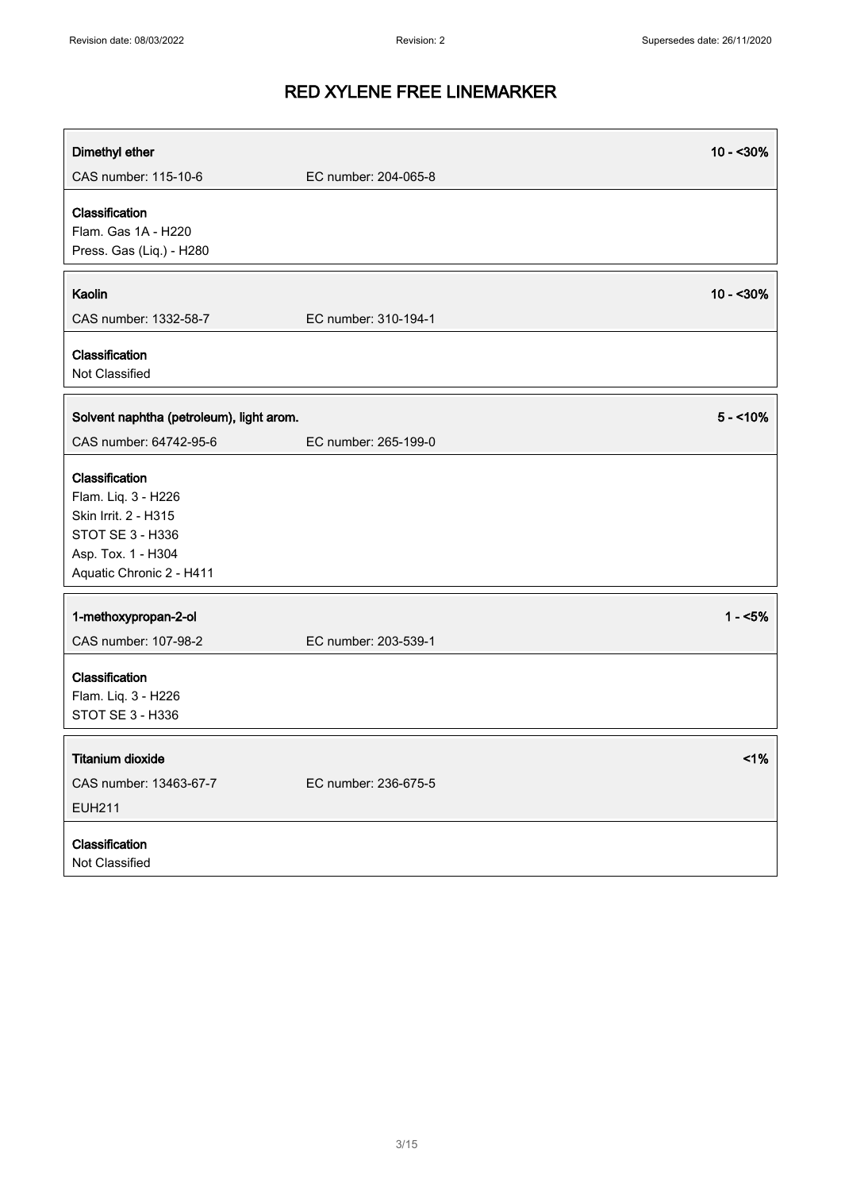# RED XYLENE FREE LINEMARKER

| **Dimethyl ether** | | **10 - <30%** |
|---|---|---|
| CAS number: 115-10-6 | EC number: 204-065-8 | |

**Classification**
Flam. Gas 1A - H220
Press. Gas (Liq.) - H280

| **Kaolin** | | **10 - <30%** |
|---|---|---|
| CAS number: 1332-58-7 | EC number: 310-194-1 | |

**Classification**
Not Classified

| **Solvent naphtha (petroleum), light arom.** | | **5 - <10%** |
|---|---|---|
| CAS number: 64742-95-6 | EC number: 265-199-0 | |

**Classification**
Flam. Liq. 3 - H226
Skin Irrit. 2 - H315
STOT SE 3 - H336
Asp. Tox. 1 - H304
Aquatic Chronic 2 - H411

| **1-methoxypropan-2-ol** | | **1 - <5%** |
|---|---|---|
| CAS number: 107-98-2 | EC number: 203-539-1 | |

**Classification**
Flam. Liq. 3 - H226
STOT SE 3 - H336

| **Titanium dioxide** | | **<1%** |
|---|---|---|
| CAS number: 13463-67-7 | EC number: 236-675-5 | |
| EUH211 | | |

**Classification**
Not Classified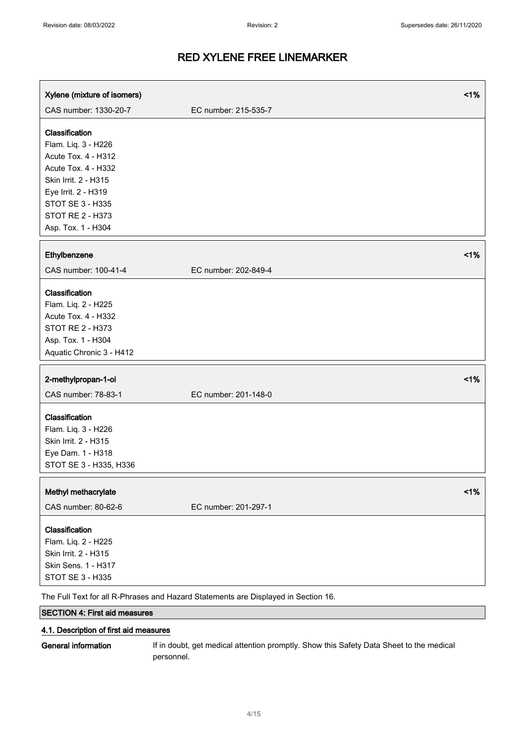# RED XYLENE FREE LINEMARKER

| Xylene (mixture of isomers) | | <1% |
|---|---|---|
| CAS number: 1330-20-7 | EC number: 215-535-7 | |

**Classification**
Flam. Liq. 3 - H226
Acute Tox. 4 - H312
Acute Tox. 4 - H332
Skin Irrit. 2 - H315
Eye Irrit. 2 - H319
STOT SE 3 - H335
STOT RE 2 - H373
Asp. Tox. 1 - H304

| Ethylbenzene | | <1% |
|---|---|---|
| CAS number: 100-41-4 | EC number: 202-849-4 | |

**Classification**
Flam. Liq. 2 - H225
Acute Tox. 4 - H332
STOT RE 2 - H373
Asp. Tox. 1 - H304
Aquatic Chronic 3 - H412

| 2-methylpropan-1-ol | | <1% |
|---|---|---|
| CAS number: 78-83-1 | EC number: 201-148-0 | |

**Classification**
Flam. Liq. 3 - H226
Skin Irrit. 2 - H315
Eye Dam. 1 - H318
STOT SE 3 - H335, H336

| Methyl methacrylate | | <1% |
|---|---|---|
| CAS number: 80-62-6 | EC number: 201-297-1 | |

**Classification**
Flam. Liq. 2 - H225
Skin Irrit. 2 - H315
Skin Sens. 1 - H317
STOT SE 3 - H335

The Full Text for all R-Phrases and Hazard Statements are Displayed in Section 16.

## SECTION 4: First aid measures

### 4.1. Description of first aid measures

**General information** If in doubt, get medical attention promptly. Show this Safety Data Sheet to the medical personnel.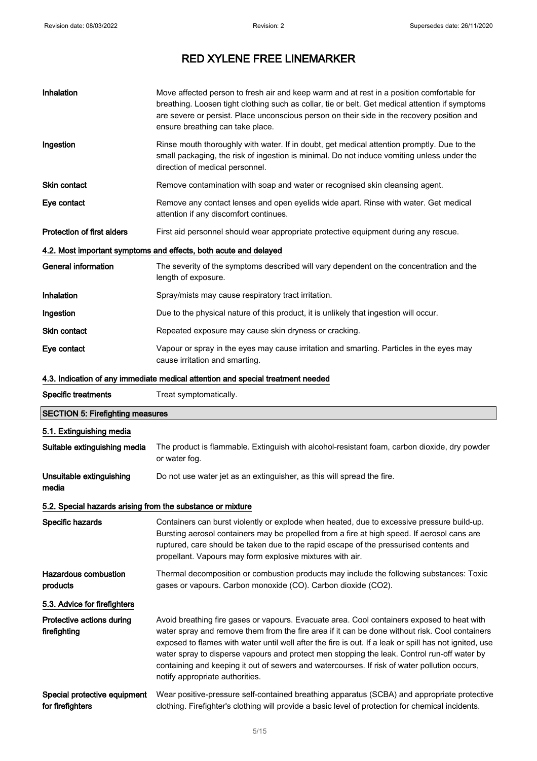# RED XYLENE FREE LINEMARKER

| | |
|---|---|
| **Inhalation** | Move affected person to fresh air and keep warm and at rest in a position comfortable for breathing. Loosen tight clothing such as collar, tie or belt. Get medical attention if symptoms are severe or persist. Place unconscious person on their side in the recovery position and ensure breathing can take place. |
| **Ingestion** | Rinse mouth thoroughly with water. If in doubt, get medical attention promptly. Due to the small packaging, the risk of ingestion is minimal. Do not induce vomiting unless under the direction of medical personnel. |
| **Skin contact** | Remove contamination with soap and water or recognised skin cleansing agent. |
| **Eye contact** | Remove any contact lenses and open eyelids wide apart. Rinse with water. Get medical attention if any discomfort continues. |
| **Protection of first aiders** | First aid personnel should wear appropriate protective equipment during any rescue. |

### 4.2. Most important symptoms and effects, both acute and delayed

| | |
|---|---|
| **General information** | The severity of the symptoms described will vary dependent on the concentration and the length of exposure. |
| **Inhalation** | Spray/mists may cause respiratory tract irritation. |
| **Ingestion** | Due to the physical nature of this product, it is unlikely that ingestion will occur. |
| **Skin contact** | Repeated exposure may cause skin dryness or cracking. |
| **Eye contact** | Vapour or spray in the eyes may cause irritation and smarting. Particles in the eyes may cause irritation and smarting. |

### 4.3. Indication of any immediate medical attention and special treatment needed

| | |
|---|---|
| **Specific treatments** | Treat symptomatically. |

## SECTION 5: Firefighting measures

### 5.1. Extinguishing media

| | |
|---|---|
| **Suitable extinguishing media** | The product is flammable. Extinguish with alcohol-resistant foam, carbon dioxide, dry powder or water fog. |
| **Unsuitable extinguishing media** | Do not use water jet as an extinguisher, as this will spread the fire. |

### 5.2. Special hazards arising from the substance or mixture

| | |
|---|---|
| **Specific hazards** | Containers can burst violently or explode when heated, due to excessive pressure build-up. Bursting aerosol containers may be propelled from a fire at high speed. If aerosol cans are ruptured, care should be taken due to the rapid escape of the pressurised contents and propellant. Vapours may form explosive mixtures with air. |
| **Hazardous combustion products** | Thermal decomposition or combustion products may include the following substances: Toxic gases or vapours. Carbon monoxide (CO). Carbon dioxide ($CO_2$). |

### 5.3. Advice for firefighters

| | |
|---|---|
| **Protective actions during firefighting** | Avoid breathing fire gases or vapours. Evacuate area. Cool containers exposed to heat with water spray and remove them from the fire area if it can be done without risk. Cool containers exposed to flames with water until well after the fire is out. If a leak or spill has not ignited, use water spray to disperse vapours and protect men stopping the leak. Control run-off water by containing and keeping it out of sewers and watercourses. If risk of water pollution occurs, notify appropriate authorities. |
| **Special protective equipment for firefighters** | Wear positive-pressure self-contained breathing apparatus (SCBA) and appropriate protective clothing. Firefighter's clothing will provide a basic level of protection for chemical incidents. |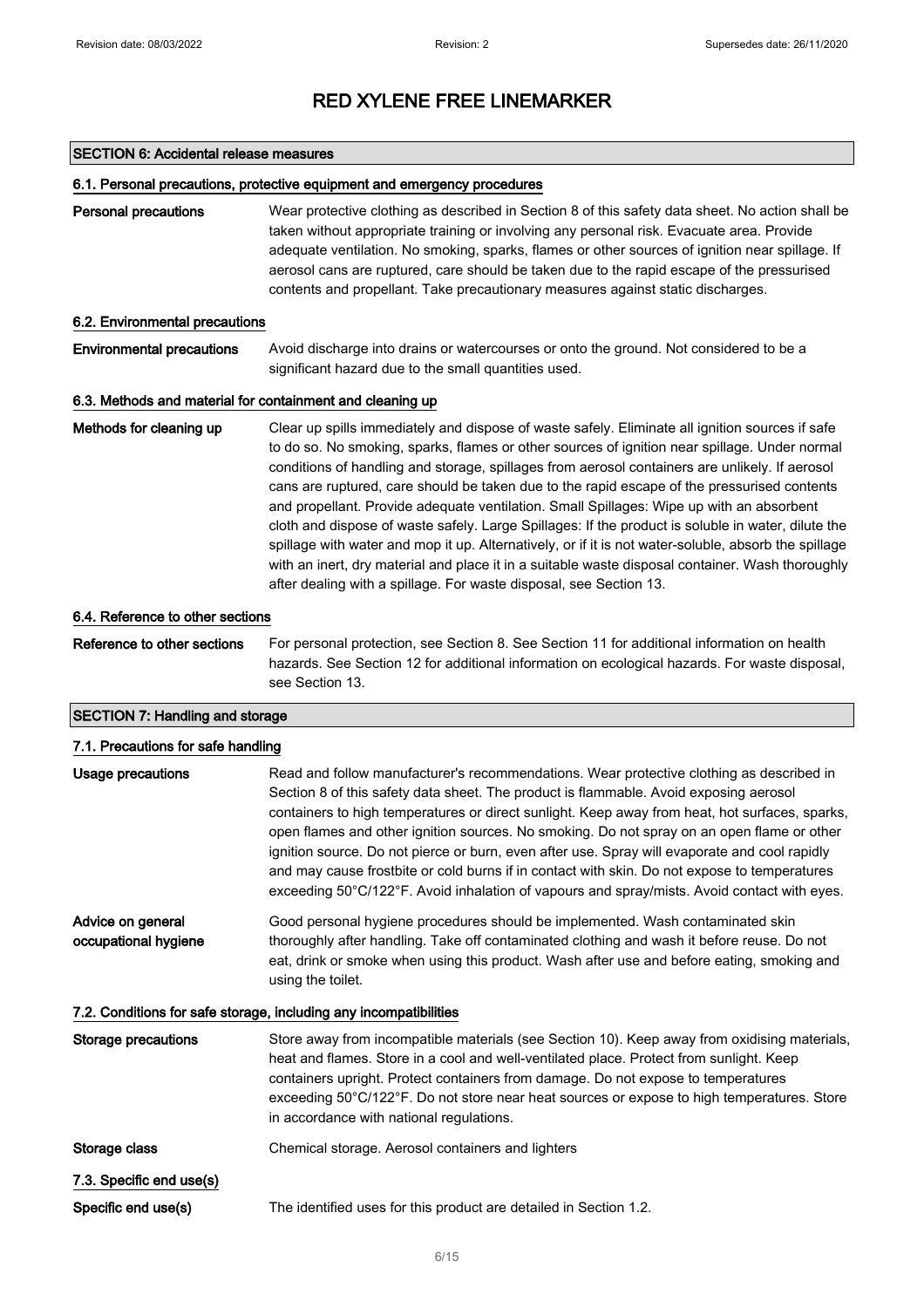# RED XYLENE FREE LINEMARKER

## SECTION 6: Accidental release measures

### 6.1. Personal precautions, protective equipment and emergency procedures

**Personal precautions** Wear protective clothing as described in Section 8 of this safety data sheet. No action shall be taken without appropriate training or involving any personal risk. Evacuate area. Provide adequate ventilation. No smoking, sparks, flames or other sources of ignition near spillage. If aerosol cans are ruptured, care should be taken due to the rapid escape of the pressurised contents and propellant. Take precautionary measures against static discharges.

### 6.2. Environmental precautions

**Environmental precautions** Avoid discharge into drains or watercourses or onto the ground. Not considered to be a significant hazard due to the small quantities used.

### 6.3. Methods and material for containment and cleaning up

**Methods for cleaning up** Clear up spills immediately and dispose of waste safely. Eliminate all ignition sources if safe to do so. No smoking, sparks, flames or other sources of ignition near spillage. Under normal conditions of handling and storage, spillages from aerosol containers are unlikely. If aerosol cans are ruptured, care should be taken due to the rapid escape of the pressurised contents and propellant. Provide adequate ventilation. Small Spillages: Wipe up with an absorbent cloth and dispose of waste safely. Large Spillages: If the product is soluble in water, dilute the spillage with water and mop it up. Alternatively, or if it is not water-soluble, absorb the spillage with an inert, dry material and place it in a suitable waste disposal container. Wash thoroughly after dealing with a spillage. For waste disposal, see Section 13.

### 6.4. Reference to other sections

**Reference to other sections** For personal protection, see Section 8. See Section 11 for additional information on health hazards. See Section 12 for additional information on ecological hazards. For waste disposal, see Section 13.

## SECTION 7: Handling and storage

### 7.1. Precautions for safe handling

**Usage precautions** Read and follow manufacturer's recommendations. Wear protective clothing as described in Section 8 of this safety data sheet. The product is flammable. Avoid exposing aerosol containers to high temperatures or direct sunlight. Keep away from heat, hot surfaces, sparks, open flames and other ignition sources. No smoking. Do not spray on an open flame or other ignition source. Do not pierce or burn, even after use. Spray will evaporate and cool rapidly and may cause frostbite or cold burns if in contact with skin. Do not expose to temperatures exceeding 50°C/122°F. Avoid inhalation of vapours and spray/mists. Avoid contact with eyes.

**Advice on general occupational hygiene** Good personal hygiene procedures should be implemented. Wash contaminated skin thoroughly after handling. Take off contaminated clothing and wash it before reuse. Do not eat, drink or smoke when using this product. Wash after use and before eating, smoking and using the toilet.

### 7.2. Conditions for safe storage, including any incompatibilities

**Storage precautions** Store away from incompatible materials (see Section 10). Keep away from oxidising materials, heat and flames. Store in a cool and well-ventilated place. Protect from sunlight. Keep containers upright. Protect containers from damage. Do not expose to temperatures exceeding 50°C/122°F. Do not store near heat sources or expose to high temperatures. Store in accordance with national regulations.

**Storage class** Chemical storage. Aerosol containers and lighters

### 7.3. Specific end use(s)

**Specific end use(s)** The identified uses for this product are detailed in Section 1.2.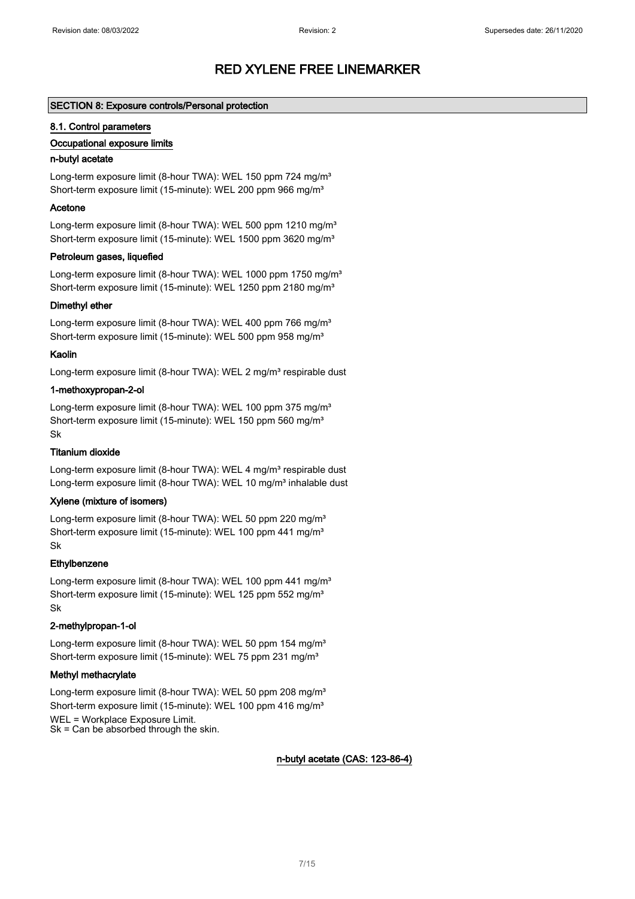# RED XYLENE FREE LINEMARKER

## SECTION 8: Exposure controls/Personal protection

### 8.1. Control parameters

#### Occupational exposure limits

**n-butyl acetate**

Long-term exposure limit (8-hour TWA): WEL 150 ppm 724 mg/m³
Short-term exposure limit (15-minute): WEL 200 ppm 966 mg/m³

**Acetone**

Long-term exposure limit (8-hour TWA): WEL 500 ppm 1210 mg/m³
Short-term exposure limit (15-minute): WEL 1500 ppm 3620 mg/m³

**Petroleum gases, liquefied**

Long-term exposure limit (8-hour TWA): WEL 1000 ppm 1750 mg/m³
Short-term exposure limit (15-minute): WEL 1250 ppm 2180 mg/m³

**Dimethyl ether**

Long-term exposure limit (8-hour TWA): WEL 400 ppm 766 mg/m³
Short-term exposure limit (15-minute): WEL 500 ppm 958 mg/m³

**Kaolin**

Long-term exposure limit (8-hour TWA): WEL 2 mg/m³ respirable dust

**1-methoxypropan-2-ol**

Long-term exposure limit (8-hour TWA): WEL 100 ppm 375 mg/m³
Short-term exposure limit (15-minute): WEL 150 ppm 560 mg/m³
Sk

**Titanium dioxide**

Long-term exposure limit (8-hour TWA): WEL 4 mg/m³ respirable dust
Long-term exposure limit (8-hour TWA): WEL 10 mg/m³ inhalable dust

**Xylene (mixture of isomers)**

Long-term exposure limit (8-hour TWA): WEL 50 ppm 220 mg/m³
Short-term exposure limit (15-minute): WEL 100 ppm 441 mg/m³
Sk

**Ethylbenzene**

Long-term exposure limit (8-hour TWA): WEL 100 ppm 441 mg/m³
Short-term exposure limit (15-minute): WEL 125 ppm 552 mg/m³
Sk

**2-methylpropan-1-ol**

Long-term exposure limit (8-hour TWA): WEL 50 ppm 154 mg/m³
Short-term exposure limit (15-minute): WEL 75 ppm 231 mg/m³

**Methyl methacrylate**

Long-term exposure limit (8-hour TWA): WEL 50 ppm 208 mg/m³
Short-term exposure limit (15-minute): WEL 100 ppm 416 mg/m³
WEL = Workplace Exposure Limit.
Sk = Can be absorbed through the skin.

**n-butyl acetate (CAS: 123-86-4)**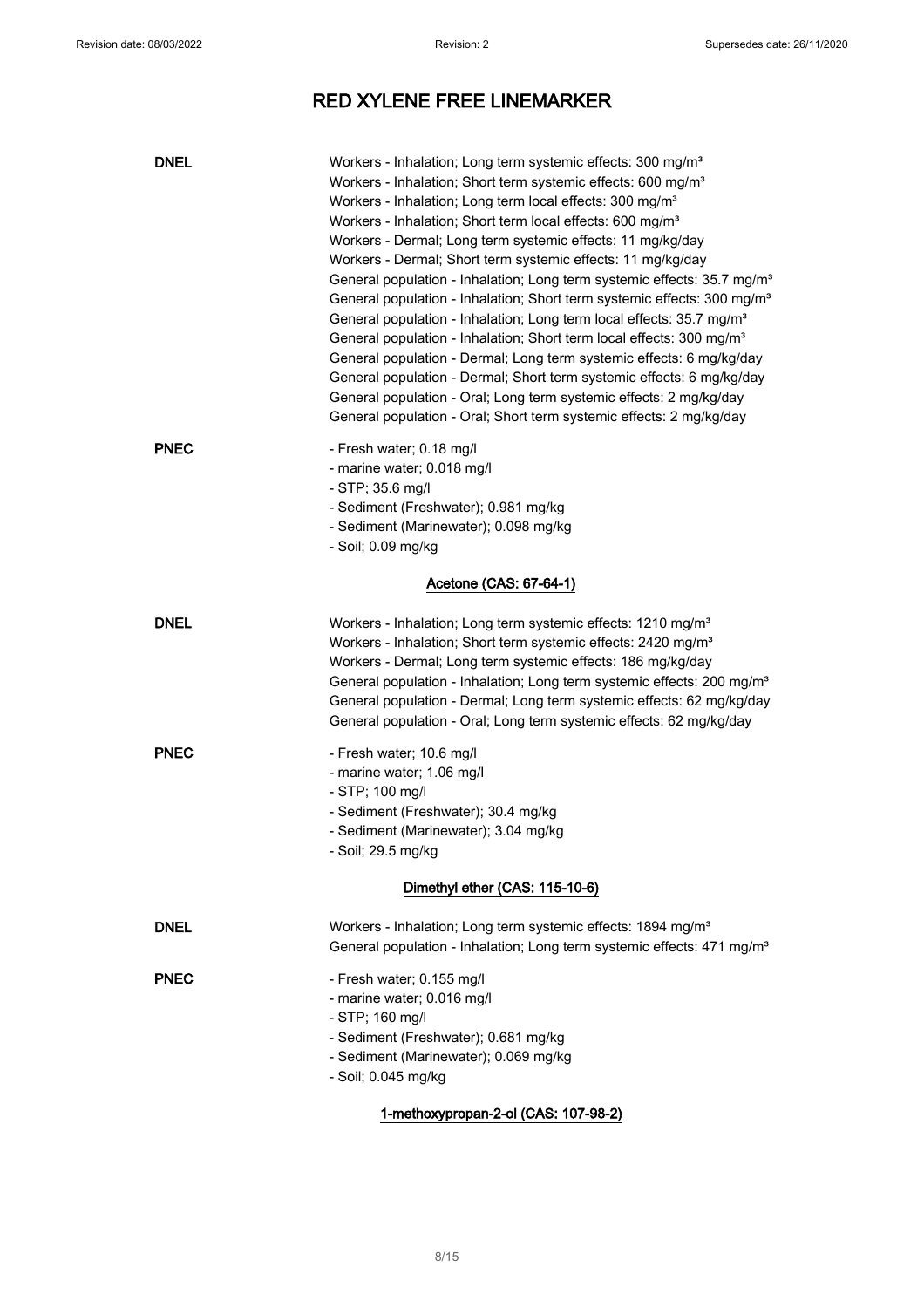# RED XYLENE FREE LINEMARKER

**DNEL**

Workers - Inhalation; Long term systemic effects: 300 mg/m³
Workers - Inhalation; Short term systemic effects: 600 mg/m³
Workers - Inhalation; Long term local effects: 300 mg/m³
Workers - Inhalation; Short term local effects: 600 mg/m³
Workers - Dermal; Long term systemic effects: 11 mg/kg/day
Workers - Dermal; Short term systemic effects: 11 mg/kg/day
General population - Inhalation; Long term systemic effects: 35.7 mg/m³
General population - Inhalation; Short term systemic effects: 300 mg/m³
General population - Inhalation; Long term local effects: 35.7 mg/m³
General population - Inhalation; Short term local effects: 300 mg/m³
General population - Dermal; Long term systemic effects: 6 mg/kg/day
General population - Dermal; Short term systemic effects: 6 mg/kg/day
General population - Oral; Long term systemic effects: 2 mg/kg/day
General population - Oral; Short term systemic effects: 2 mg/kg/day

**PNEC**

- Fresh water; 0.18 mg/l
- marine water; 0.018 mg/l
- STP; 35.6 mg/l
- Sediment (Freshwater); 0.981 mg/kg
- Sediment (Marinewater); 0.098 mg/kg
- Soil; 0.09 mg/kg

## Acetone (CAS: 67-64-1)

**DNEL**

Workers - Inhalation; Long term systemic effects: 1210 mg/m³
Workers - Inhalation; Short term systemic effects: 2420 mg/m³
Workers - Dermal; Long term systemic effects: 186 mg/kg/day
General population - Inhalation; Long term systemic effects: 200 mg/m³
General population - Dermal; Long term systemic effects: 62 mg/kg/day
General population - Oral; Long term systemic effects: 62 mg/kg/day

**PNEC**

- Fresh water; 10.6 mg/l
- marine water; 1.06 mg/l
- STP; 100 mg/l
- Sediment (Freshwater); 30.4 mg/kg
- Sediment (Marinewater); 3.04 mg/kg
- Soil; 29.5 mg/kg

## Dimethyl ether (CAS: 115-10-6)

**DNEL**

Workers - Inhalation; Long term systemic effects: 1894 mg/m³
General population - Inhalation; Long term systemic effects: 471 mg/m³

**PNEC**

- Fresh water; 0.155 mg/l
- marine water; 0.016 mg/l
- STP; 160 mg/l
- Sediment (Freshwater); 0.681 mg/kg
- Sediment (Marinewater); 0.069 mg/kg
- Soil; 0.045 mg/kg

## 1-methoxypropan-2-ol (CAS: 107-98-2)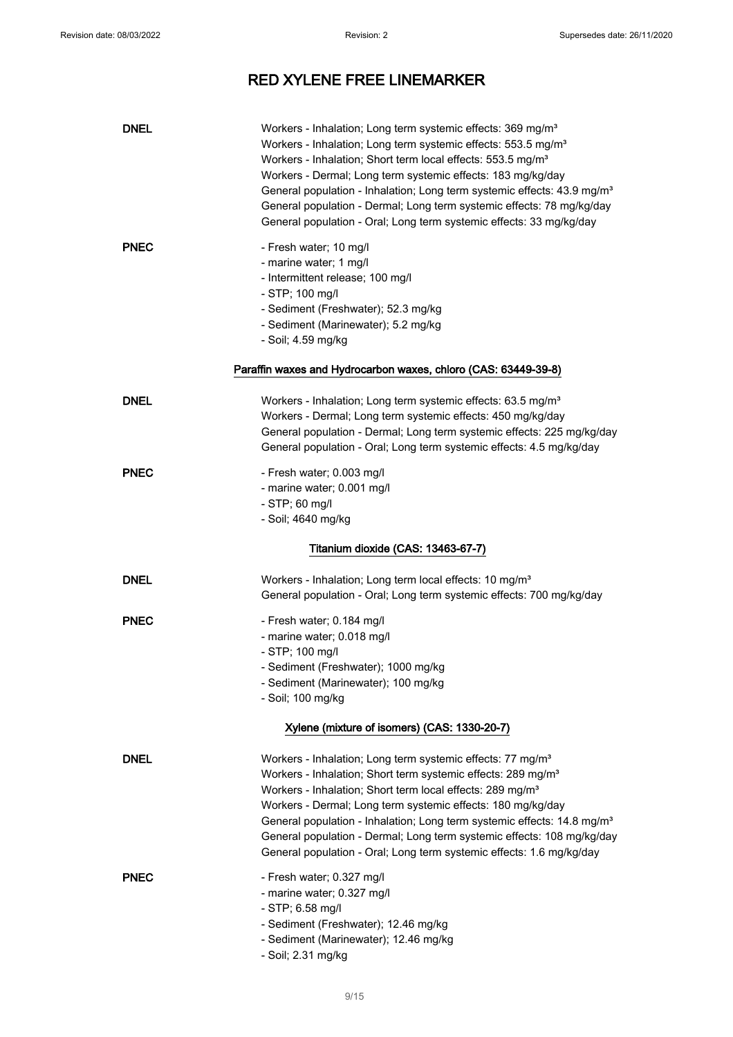| | |
|---|---|
| **DNEL** | Workers - Inhalation; Long term systemic effects: 369 mg/m³<br>Workers - Inhalation; Long term systemic effects: 553.5 mg/m³<br>Workers - Inhalation; Short term local effects: 553.5 mg/m³<br>Workers - Dermal; Long term systemic effects: 183 mg/kg/day<br>General population - Inhalation; Long term systemic effects: 43.9 mg/m³<br>General population - Dermal; Long term systemic effects: 78 mg/kg/day<br>General population - Oral; Long term systemic effects: 33 mg/kg/day |
| **PNEC** | - Fresh water; 10 mg/l<br>- marine water; 1 mg/l<br>- Intermittent release; 100 mg/l<br>- STP; 100 mg/l<br>- Sediment (Freshwater); 52.3 mg/kg<br>- Sediment (Marinewater); 5.2 mg/kg<br>- Soil; 4.59 mg/kg |

**Paraffin waxes and Hydrocarbon waxes, chloro (CAS: 63449-39-8)**

| | |
|---|---|
| **DNEL** | Workers - Inhalation; Long term systemic effects: 63.5 mg/m³<br>Workers - Dermal; Long term systemic effects: 450 mg/kg/day<br>General population - Dermal; Long term systemic effects: 225 mg/kg/day<br>General population - Oral; Long term systemic effects: 4.5 mg/kg/day |
| **PNEC** | - Fresh water; 0.003 mg/l<br>- marine water; 0.001 mg/l<br>- STP; 60 mg/l<br>- Soil; 4640 mg/kg |

**Titanium dioxide (CAS: 13463-67-7)**

| | |
|---|---|
| **DNEL** | Workers - Inhalation; Long term local effects: 10 mg/m³<br>General population - Oral; Long term systemic effects: 700 mg/kg/day |
| **PNEC** | - Fresh water; 0.184 mg/l<br>- marine water; 0.018 mg/l<br>- STP; 100 mg/l<br>- Sediment (Freshwater); 1000 mg/kg<br>- Sediment (Marinewater); 100 mg/kg<br>- Soil; 100 mg/kg |

**Xylene (mixture of isomers) (CAS: 1330-20-7)**

| | |
|---|---|
| **DNEL** | Workers - Inhalation; Long term systemic effects: 77 mg/m³<br>Workers - Inhalation; Short term systemic effects: 289 mg/m³<br>Workers - Inhalation; Short term local effects: 289 mg/m³<br>Workers - Dermal; Long term systemic effects: 180 mg/kg/day<br>General population - Inhalation; Long term systemic effects: 14.8 mg/m³<br>General population - Dermal; Long term systemic effects: 108 mg/kg/day<br>General population - Oral; Long term systemic effects: 1.6 mg/kg/day |
| **PNEC** | - Fresh water; 0.327 mg/l<br>- marine water; 0.327 mg/l<br>- STP; 6.58 mg/l<br>- Sediment (Freshwater); 12.46 mg/kg<br>- Sediment (Marinewater); 12.46 mg/kg<br>- Soil; 2.31 mg/kg |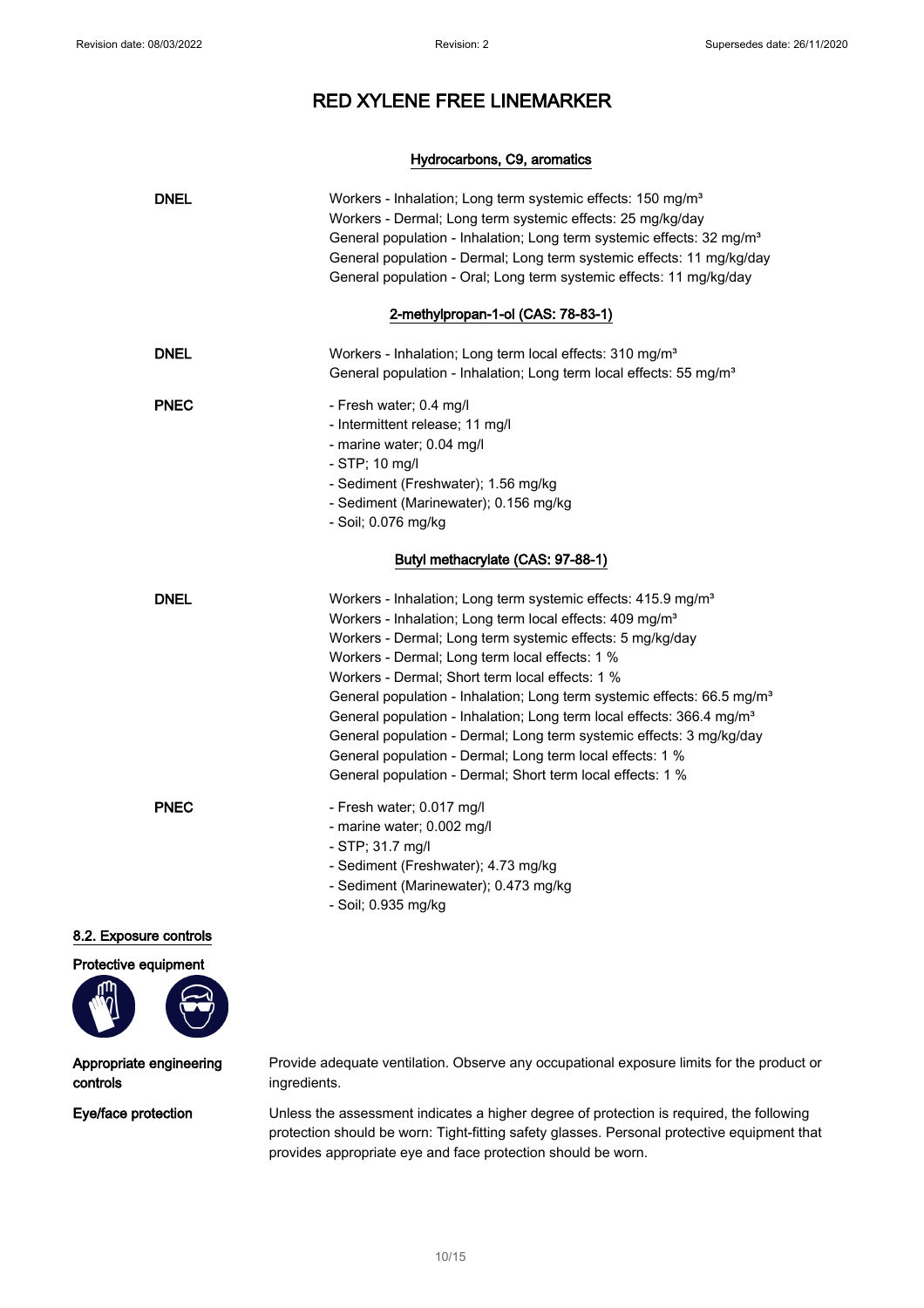# RED XYLENE FREE LINEMARKER

### Hydrocarbons, C9, aromatics

**DNEL**

Workers - Inhalation; Long term systemic effects: 150 mg/m³
Workers - Dermal; Long term systemic effects: 25 mg/kg/day
General population - Inhalation; Long term systemic effects: 32 mg/m³
General population - Dermal; Long term systemic effects: 11 mg/kg/day
General population - Oral; Long term systemic effects: 11 mg/kg/day

### 2-methylpropan-1-ol (CAS: 78-83-1)

**DNEL**

Workers - Inhalation; Long term local effects: 310 mg/m³
General population - Inhalation; Long term local effects: 55 mg/m³

**PNEC**

- Fresh water; 0.4 mg/l
- Intermittent release; 11 mg/l
- marine water; 0.04 mg/l
- STP; 10 mg/l
- Sediment (Freshwater); 1.56 mg/kg
- Sediment (Marinewater); 0.156 mg/kg
- Soil; 0.076 mg/kg

### Butyl methacrylate (CAS: 97-88-1)

**DNEL**

Workers - Inhalation; Long term systemic effects: 415.9 mg/m³
Workers - Inhalation; Long term local effects: 409 mg/m³
Workers - Dermal; Long term systemic effects: 5 mg/kg/day
Workers - Dermal; Long term local effects: 1 %
Workers - Dermal; Short term local effects: 1 %
General population - Inhalation; Long term systemic effects: 66.5 mg/m³
General population - Inhalation; Long term local effects: 366.4 mg/m³
General population - Dermal; Long term systemic effects: 3 mg/kg/day
General population - Dermal; Long term local effects: 1 %
General population - Dermal; Short term local effects: 1 %

**PNEC**

- Fresh water; 0.017 mg/l
- marine water; 0.002 mg/l
- STP; 31.7 mg/l
- Sediment (Freshwater); 4.73 mg/kg
- Sediment (Marinewater); 0.473 mg/kg
- Soil; 0.935 mg/kg

## 8.2. Exposure controls

**Protective equipment**

**Appropriate engineering controls**

Provide adequate ventilation. Observe any occupational exposure limits for the product or ingredients.

**Eye/face protection**

Unless the assessment indicates a higher degree of protection is required, the following protection should be worn: Tight-fitting safety glasses. Personal protective equipment that provides appropriate eye and face protection should be worn.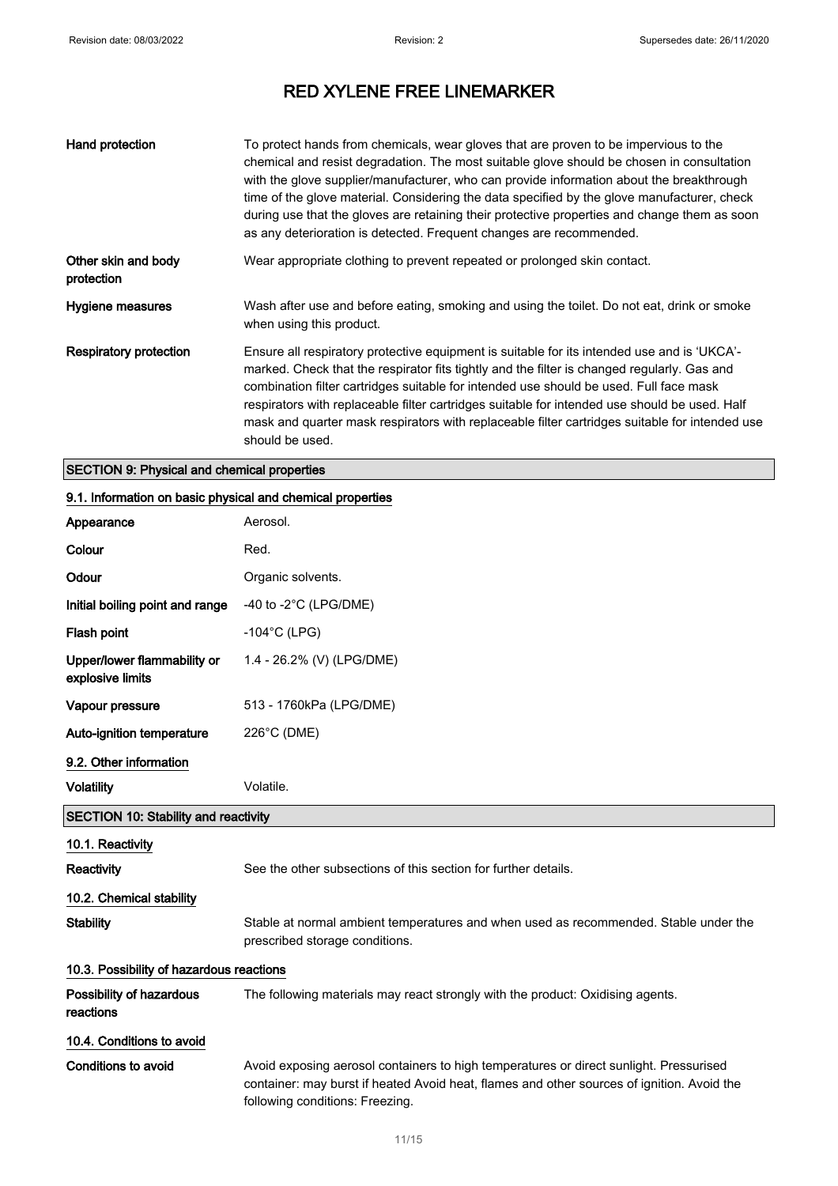| | |
|---|---|
| **Hand protection** | To protect hands from chemicals, wear gloves that are proven to be impervious to the chemical and resist degradation. The most suitable glove should be chosen in consultation with the glove supplier/manufacturer, who can provide information about the breakthrough time of the glove material. Considering the data specified by the glove manufacturer, check during use that the gloves are retaining their protective properties and change them as soon as any deterioration is detected. Frequent changes are recommended. |
| **Other skin and body protection** | Wear appropriate clothing to prevent repeated or prolonged skin contact. |
| **Hygiene measures** | Wash after use and before eating, smoking and using the toilet. Do not eat, drink or smoke when using this product. |
| **Respiratory protection** | Ensure all respiratory protective equipment is suitable for its intended use and is 'UKCA'-marked. Check that the respirator fits tightly and the filter is changed regularly. Gas and combination filter cartridges suitable for intended use should be used. Full face mask respirators with replaceable filter cartridges suitable for intended use should be used. Half mask and quarter mask respirators with replaceable filter cartridges suitable for intended use should be used. |

## SECTION 9: Physical and chemical properties

### 9.1. Information on basic physical and chemical properties

| | |
|---|---|
| **Appearance** | Aerosol. |
| **Colour** | Red. |
| **Odour** | Organic solvents. |
| **Initial boiling point and range** | -40 to -2°C (LPG/DME) |
| **Flash point** | -104°C (LPG) |
| **Upper/lower flammability or explosive limits** | 1.4 - 26.2% (V) (LPG/DME) |
| **Vapour pressure** | 513 - 1760kPa (LPG/DME) |
| **Auto-ignition temperature** | 226°C (DME) |

### 9.2. Other information

| | |
|---|---|
| **Volatility** | Volatile. |

## SECTION 10: Stability and reactivity

### 10.1. Reactivity

| | |
|---|---|
| **Reactivity** | See the other subsections of this section for further details. |

### 10.2. Chemical stability

| | |
|---|---|
| **Stability** | Stable at normal ambient temperatures and when used as recommended. Stable under the prescribed storage conditions. |

### 10.3. Possibility of hazardous reactions

| | |
|---|---|
| **Possibility of hazardous reactions** | The following materials may react strongly with the product: Oxidising agents. |

### 10.4. Conditions to avoid

| | |
|---|---|
| **Conditions to avoid** | Avoid exposing aerosol containers to high temperatures or direct sunlight. Pressurised container: may burst if heated Avoid heat, flames and other sources of ignition. Avoid the following conditions: Freezing. |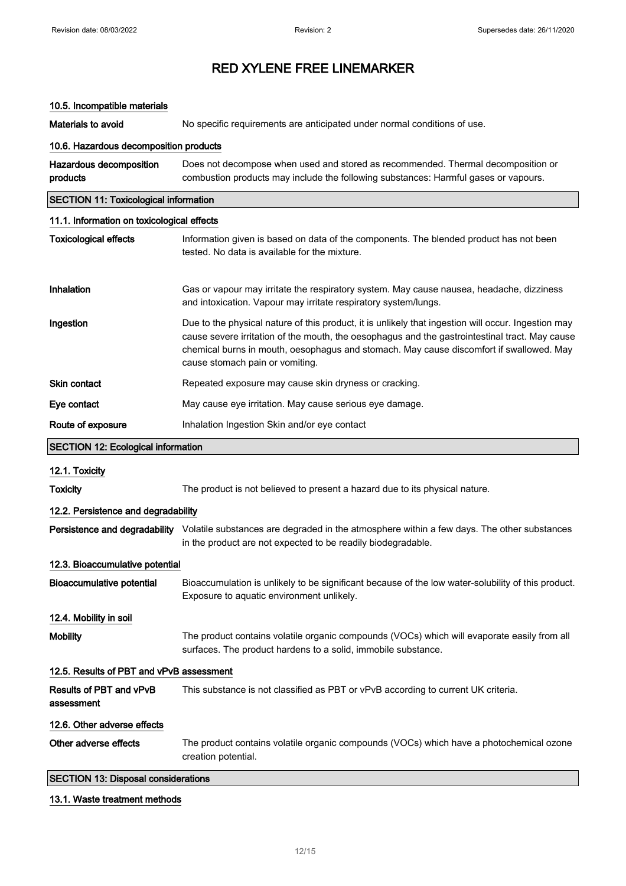# RED XYLENE FREE LINEMARKER

### 10.5. Incompatible materials

**Materials to avoid** No specific requirements are anticipated under normal conditions of use.

### 10.6. Hazardous decomposition products

**Hazardous decomposition products** Does not decompose when used and stored as recommended. Thermal decomposition or combustion products may include the following substances: Harmful gases or vapours.

## SECTION 11: Toxicological information

### 11.1. Information on toxicological effects

**Toxicological effects** Information given is based on data of the components. The blended product has not been tested. No data is available for the mixture.

**Inhalation** Gas or vapour may irritate the respiratory system. May cause nausea, headache, dizziness and intoxication. Vapour may irritate respiratory system/lungs.

**Ingestion** Due to the physical nature of this product, it is unlikely that ingestion will occur. Ingestion may cause severe irritation of the mouth, the oesophagus and the gastrointestinal tract. May cause chemical burns in mouth, oesophagus and stomach. May cause discomfort if swallowed. May cause stomach pain or vomiting.

**Skin contact** Repeated exposure may cause skin dryness or cracking.

**Eye contact** May cause eye irritation. May cause serious eye damage.

**Route of exposure** Inhalation Ingestion Skin and/or eye contact

## SECTION 12: Ecological information

### 12.1. Toxicity

**Toxicity** The product is not believed to present a hazard due to its physical nature.

### 12.2. Persistence and degradability

**Persistence and degradability** Volatile substances are degraded in the atmosphere within a few days. The other substances in the product are not expected to be readily biodegradable.

### 12.3. Bioaccumulative potential

**Bioaccumulative potential** Bioaccumulation is unlikely to be significant because of the low water-solubility of this product. Exposure to aquatic environment unlikely.

### 12.4. Mobility in soil

**Mobility** The product contains volatile organic compounds (VOCs) which will evaporate easily from all surfaces. The product hardens to a solid, immobile substance.

### 12.5. Results of PBT and vPvB assessment

**Results of PBT and vPvB assessment** This substance is not classified as PBT or vPvB according to current UK criteria.

### 12.6. Other adverse effects

**Other adverse effects** The product contains volatile organic compounds (VOCs) which have a photochemical ozone creation potential.

## SECTION 13: Disposal considerations

### 13.1. Waste treatment methods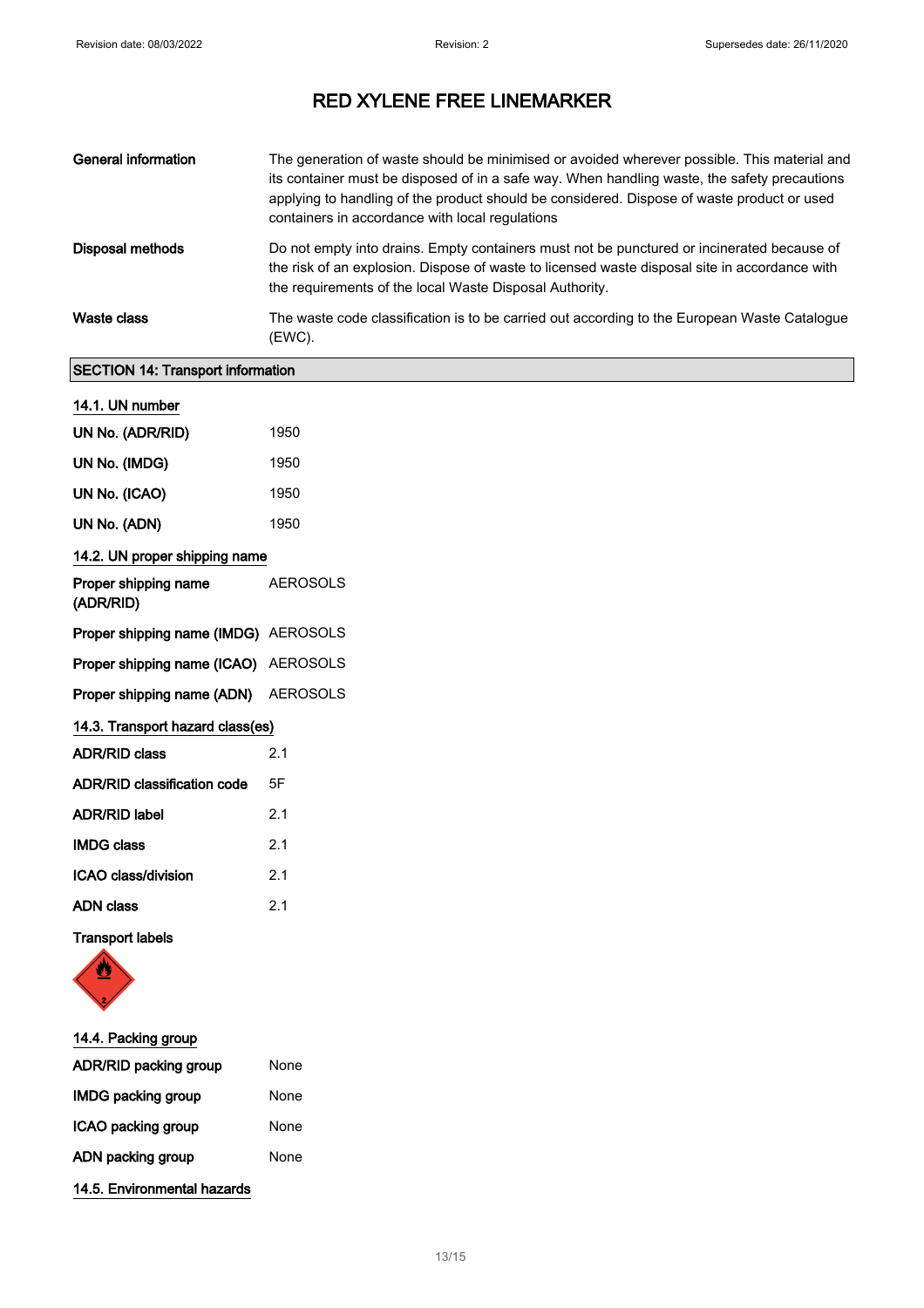# RED XYLENE FREE LINEMARKER

| | |
|---|---|
| **General information** | The generation of waste should be minimised or avoided wherever possible. This material and its container must be disposed of in a safe way. When handling waste, the safety precautions applying to handling of the product should be considered. Dispose of waste product or used containers in accordance with local regulations |
| **Disposal methods** | Do not empty into drains. Empty containers must not be punctured or incinerated because of the risk of an explosion. Dispose of waste to licensed waste disposal site in accordance with the requirements of the local Waste Disposal Authority. |
| **Waste class** | The waste code classification is to be carried out according to the European Waste Catalogue (EWC). |

## SECTION 14: Transport information

### 14.1. UN number

| | |
|---|---|
| **UN No. (ADR/RID)** | 1950 |
| **UN No. (IMDG)** | 1950 |
| **UN No. (ICAO)** | 1950 |
| **UN No. (ADN)** | 1950 |

### 14.2. UN proper shipping name

| | |
|---|---|
| **Proper shipping name (ADR/RID)** | AEROSOLS |
| **Proper shipping name (IMDG)** | AEROSOLS |
| **Proper shipping name (ICAO)** | AEROSOLS |
| **Proper shipping name (ADN)** | AEROSOLS |

### 14.3. Transport hazard class(es)

| | |
|---|---|
| **ADR/RID class** | 2.1 |
| **ADR/RID classification code** | 5F |
| **ADR/RID label** | 2.1 |
| **IMDG class** | 2.1 |
| **ICAO class/division** | 2.1 |
| **ADN class** | 2.1 |

**Transport labels**

### 14.4. Packing group

| | |
|---|---|
| **ADR/RID packing group** | None |
| **IMDG packing group** | None |
| **ICAO packing group** | None |
| **ADN packing group** | None |

### 14.5. Environmental hazards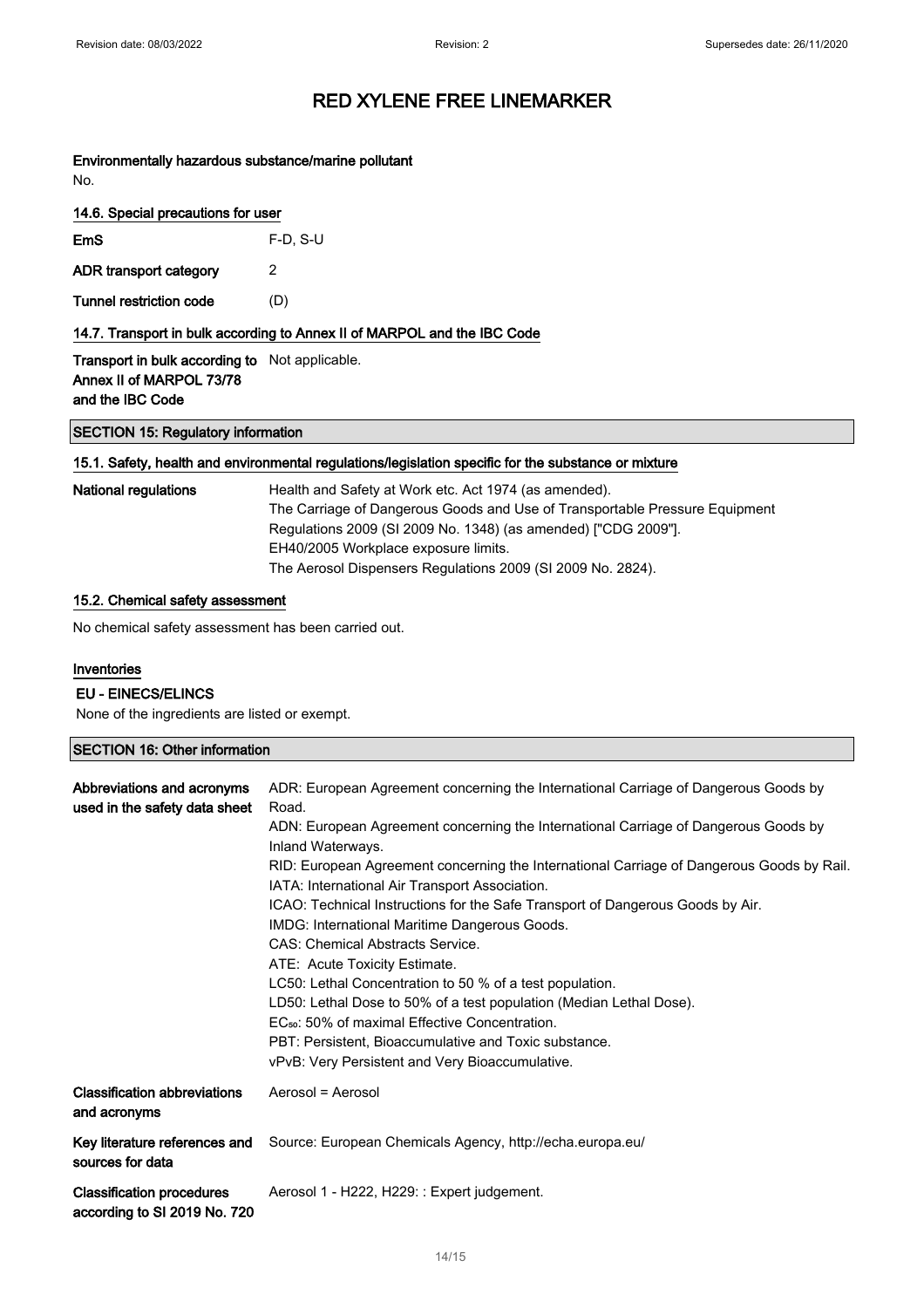# RED XYLENE FREE LINEMARKER

**Environmentally hazardous substance/marine pollutant**

No.

### 14.6. Special precautions for user

| | |
|---|---|
| **EmS** | F-D, S-U |
| **ADR transport category** | 2 |
| **Tunnel restriction code** | (D) |

### 14.7. Transport in bulk according to Annex II of MARPOL and the IBC Code

| | |
|---|---|
| **Transport in bulk according to Annex II of MARPOL 73/78 and the IBC Code** | Not applicable. |

## SECTION 15: Regulatory information

### 15.1. Safety, health and environmental regulations/legislation specific for the substance or mixture

**National regulations**

Health and Safety at Work etc. Act 1974 (as amended).
The Carriage of Dangerous Goods and Use of Transportable Pressure Equipment Regulations 2009 (SI 2009 No. 1348) (as amended) ["CDG 2009"].
EH40/2005 Workplace exposure limits.
The Aerosol Dispensers Regulations 2009 (SI 2009 No. 2824).

### 15.2. Chemical safety assessment

No chemical safety assessment has been carried out.

### Inventories

**EU - EINECS/ELINCS**

None of the ingredients are listed or exempt.

## SECTION 16: Other information

**Abbreviations and acronyms used in the safety data sheet**

ADR: European Agreement concerning the International Carriage of Dangerous Goods by Road.
ADN: European Agreement concerning the International Carriage of Dangerous Goods by Inland Waterways.
RID: European Agreement concerning the International Carriage of Dangerous Goods by Rail.
IATA: International Air Transport Association.
ICAO: Technical Instructions for the Safe Transport of Dangerous Goods by Air.
IMDG: International Maritime Dangerous Goods.
CAS: Chemical Abstracts Service.
ATE: Acute Toxicity Estimate.
LC50: Lethal Concentration to 50 % of a test population.
LD50: Lethal Dose to 50% of a test population (Median Lethal Dose).
$EC_{50}$: 50% of maximal Effective Concentration.
PBT: Persistent, Bioaccumulative and Toxic substance.
vPvB: Very Persistent and Very Bioaccumulative.

**Classification abbreviations and acronyms**

Aerosol = Aerosol

**Key literature references and sources for data**

Source: European Chemicals Agency, http://echa.europa.eu/

**Classification procedures according to SI 2019 No. 720**

Aerosol 1 - H222, H229: : Expert judgement.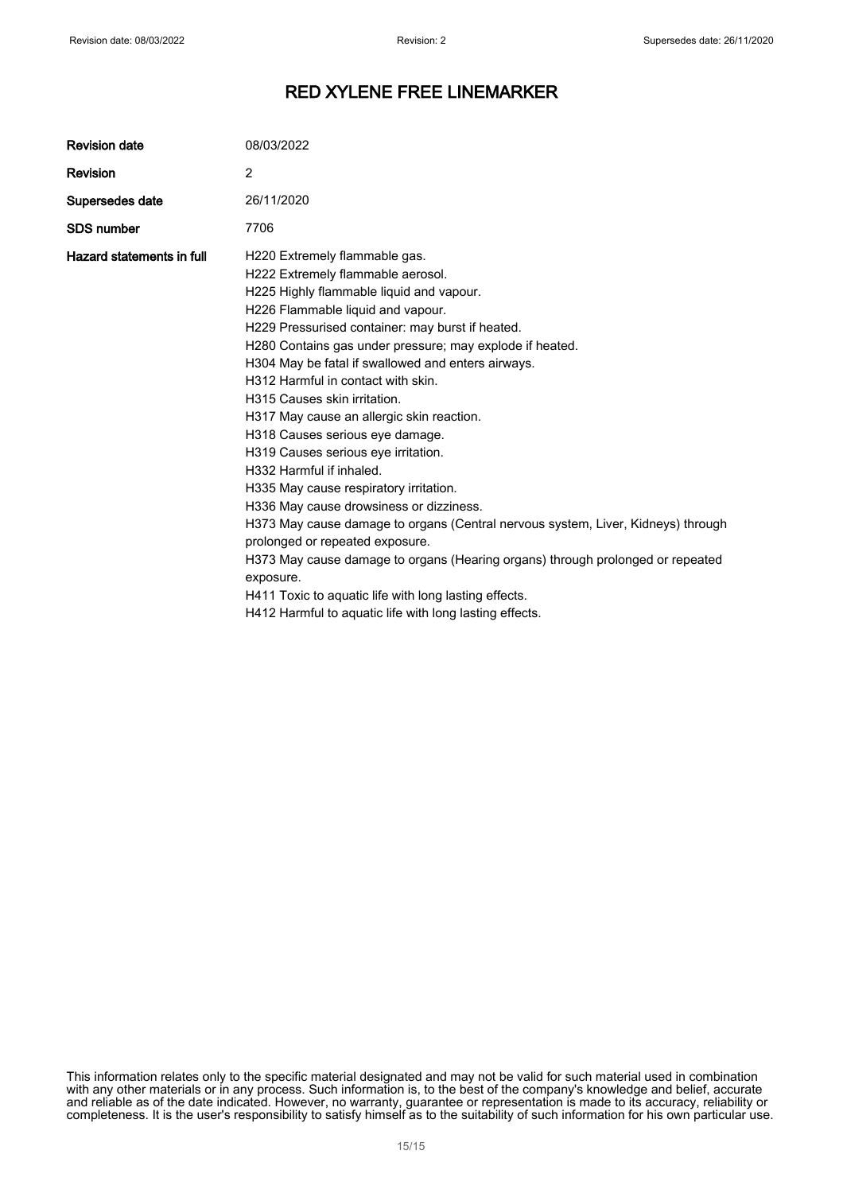# RED XYLENE FREE LINEMARKER

| | |
|---|---|
| **Revision date** | 08/03/2022 |
| **Revision** | 2 |
| **Supersedes date** | 26/11/2020 |
| **SDS number** | 7706 |
| **Hazard statements in full** | H220 Extremely flammable gas.<br>H222 Extremely flammable aerosol.<br>H225 Highly flammable liquid and vapour.<br>H226 Flammable liquid and vapour.<br>H229 Pressurised container: may burst if heated.<br>H280 Contains gas under pressure; may explode if heated.<br>H304 May be fatal if swallowed and enters airways.<br>H312 Harmful in contact with skin.<br>H315 Causes skin irritation.<br>H317 May cause an allergic skin reaction.<br>H318 Causes serious eye damage.<br>H319 Causes serious eye irritation.<br>H332 Harmful if inhaled.<br>H335 May cause respiratory irritation.<br>H336 May cause drowsiness or dizziness.<br>H373 May cause damage to organs (Central nervous system, Liver, Kidneys) through prolonged or repeated exposure.<br>H373 May cause damage to organs (Hearing organs) through prolonged or repeated exposure.<br>H411 Toxic to aquatic life with long lasting effects.<br>H412 Harmful to aquatic life with long lasting effects. |

This information relates only to the specific material designated and may not be valid for such material used in combination with any other materials or in any process. Such information is, to the best of the company's knowledge and belief, accurate and reliable as of the date indicated. However, no warranty, guarantee or representation is made to its accuracy, reliability or completeness. It is the user's responsibility to satisfy himself as to the suitability of such information for his own particular use.